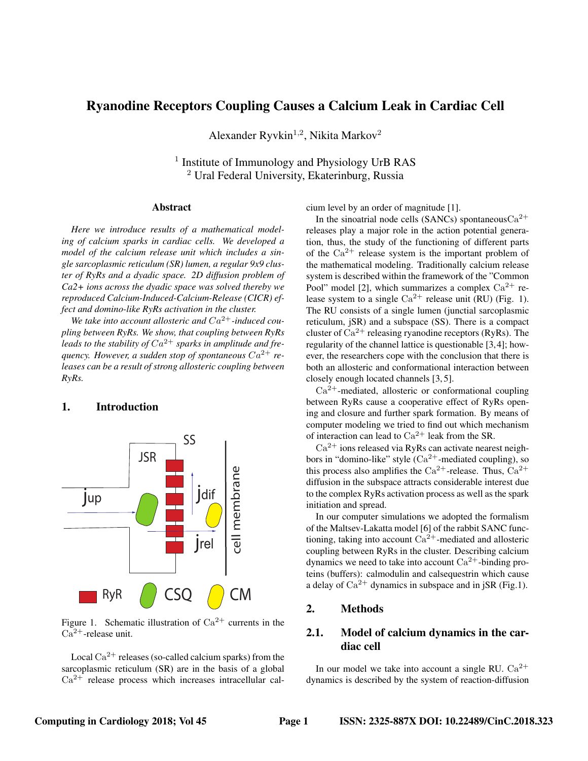# Ryanodine Receptors Coupling Causes a Calcium Leak in Cardiac Cell

Alexander Ryvkin[1,2], Nikita Markov[2]

[1] Institute of Immunology and Physiology UrB RAS
[2] Ural Federal University, Ekaterinburg, Russia

## Abstract

*Here we introduce results of a mathematical modeling of calcium sparks in cardiac cells. We developed a model of the calcium release unit which includes a single sarcoplasmic reticulum (SR) lumen, a regular 9x9 cluster of RyRs and a dyadic space. 2D diffusion problem of Ca2+ ions across the dyadic space was solved thereby we reproduced Calcium-Induced-Calcium-Release (CICR) effect and domino-like RyRs activation in the cluster.*

*We take into account allosteric and $Ca^{2+}$-induced coupling between RyRs. We show, that coupling between RyRs leads to the stability of $Ca^{2+}$ sparks in amplitude and frequency. However, a sudden stop of spontaneous $Ca^{2+}$ releases can be a result of strong allosteric coupling between RyRs.*

## 1. Introduction

Figure 1. Schematic illustration of $\mathrm{Ca}^{2+}$ currents in the $\mathrm{Ca}^{2+}$-release unit.

Local $\mathrm{Ca}^{2+}$ releases (so-called calcium sparks) from the sarcoplasmic reticulum (SR) are in the basis of a global $\mathrm{Ca}^{2+}$ release process which increases intracellular calcium level by an order of magnitude [1].

In the sinoatrial node cells (SANCs) spontaneous $\mathrm{Ca}^{2+}$ releases play a major role in the action potential generation, thus, the study of the functioning of different parts of the $\mathrm{Ca}^{2+}$ release system is the important problem of the mathematical modeling. Traditionally calcium release system is described within the framework of the "Common Pool" model [2], which summarizes a complex $\mathrm{Ca}^{2+}$ release system to a single $\mathrm{Ca}^{2+}$ release unit (RU) (Fig. 1). The RU consists of a single lumen (junctial sarcoplasmic reticulum, jSR) and a subspace (SS). There is a compact cluster of $\mathrm{Ca}^{2+}$ releasing ryanodine receptors (RyRs). The regularity of the channel lattice is questionable [3,4]; however, the researchers cope with the conclusion that there is both an allosteric and conformational interaction between closely enough located channels [3,5].

$\mathrm{Ca}^{2+}$-mediated, allosteric or conformational coupling between RyRs cause a cooperative effect of RyRs opening and closure and further spark formation. By means of computer modeling we tried to find out which mechanism of interaction can lead to $\mathrm{Ca}^{2+}$ leak from the SR.

$\mathrm{Ca}^{2+}$ ions released via RyRs can activate nearest neighbors in "domino-like" style ($\mathrm{Ca}^{2+}$-mediated coupling), so this process also amplifies the $\mathrm{Ca}^{2+}$-release. Thus, $\mathrm{Ca}^{2+}$ diffusion in the subspace attracts considerable interest due to the complex RyRs activation process as well as the spark initiation and spread.

In our computer simulations we adopted the formalism of the Maltsev-Lakatta model [6] of the rabbit SANC functioning, taking into account $\mathrm{Ca}^{2+}$-mediated and allosteric coupling between RyRs in the cluster. Describing calcium dynamics we need to take into account $\mathrm{Ca}^{2+}$-binding proteins (buffers): calmodulin and calsequestrin which cause a delay of $\mathrm{Ca}^{2+}$ dynamics in subspace and in jSR (Fig.1).

## 2. Methods

### 2.1. Model of calcium dynamics in the cardiac cell

In our model we take into account a single RU. $\mathrm{Ca}^{2+}$ dynamics is described by the system of reaction-diffusion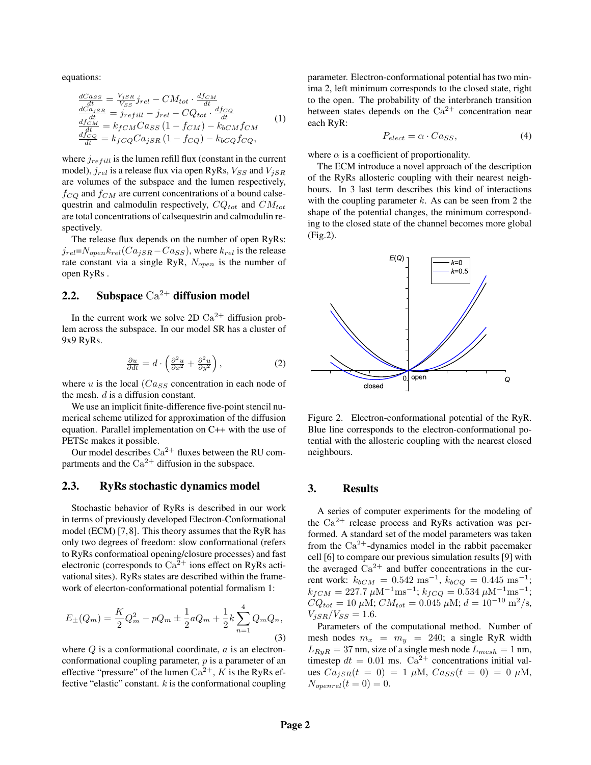equations:

$$
\begin{aligned}
\frac{dCa_{SS}}{dt} &= \frac{V_{jSR}}{V_{SS}} j_{rel} - CM_{tot} \cdot \frac{df_{CM}}{dt} \\
\frac{dCa_{jSR}}{dt} &= j_{refill} - j_{rel} - CQ_{tot} \cdot \frac{df_{CQ}}{dt} \\
\frac{df_{CM}}{dt} &= k_{fCM} Ca_{SS} \left(1 - f_{CM}\right) - k_{bCM} f_{CM} \\
\frac{df_{CQ}}{dt} &= k_{fCQ} Ca_{jSR} \left(1 - f_{CQ}\right) - k_{bCQ} f_{CQ},
\end{aligned}
\tag{1}
$$

where $j_{refill}$ is the lumen refill flux (constant in the current model), $j_{rel}$ is a release flux via open RyRs, $V_{SS}$ and $V_{jSR}$ are volumes of the subspace and the lumen respectively, $f_{CQ}$ and $f_{CM}$ are current concentrations of a bound calsequestrin and calmodulin respectively, $CQ_{tot}$ and $CM_{tot}$ are total concentrations of calsequestrin and calmodulin respectively.

The release flux depends on the number of open RyRs: $j_{rel}$=$N_{open} k_{rel} (Ca_{jSR} - Ca_{SS})$, where $k_{rel}$ is the release rate constant via a single RyR, $N_{open}$ is the number of open RyRs .

## 2.2. Subspace $Ca^{2+}$ diffusion model

In the current work we solve 2D $Ca^{2+}$ diffusion problem across the subspace. In our model SR has a cluster of 9x9 RyRs.

$$
\frac{\partial u}{\partial dt} = d \cdot \left( \frac{\partial^2 u}{\partial x^2} + \frac{\partial^2 u}{\partial y^2} \right), \tag{2}
$$

where $u$ is the local ($Ca_{SS}$ concentration in each node of the mesh. $d$ is a diffusion constant.

We use an implicit finite-difference five-point stencil numerical scheme utilized for approximation of the diffusion equation. Parallel implementation on C++ with the use of PETSc makes it possible.

Our model describes $Ca^{2+}$ fluxes between the RU compartments and the $Ca^{2+}$ diffusion in the subspace.

## 2.3. RyRs stochastic dynamics model

Stochastic behavior of RyRs is described in our work in terms of previously developed Electron-Conformational model (ECM) [7,8]. This theory assumes that the RyR has only two degrees of freedom: slow conformational (refers to RyRs conformatioal opening/closure processes) and fast electronic (corresponds to $Ca^{2+}$ ions effect on RyRs activational sites). RyRs states are described within the framework of elecrton-conformational potential formalism 1:

$$
E_{\pm}(Q_m) = \frac{K}{2} Q_m^2 - p Q_m \pm \frac{1}{2} a Q_m + \frac{1}{2} k \sum_{n=1}^{4} Q_m Q_n, \tag{3}
$$

where $Q$ is a conformational coordinate, $a$ is an electron-conformational coupling parameter, $p$ is a parameter of an effective "pressure" of the lumen $Ca^{2+}$, $K$ is the RyRs effective "elastic" constant. $k$ is the conformational coupling parameter. Electron-conformational potential has two minima 2, left minimum corresponds to the closed state, right to the open. The probability of the interbranch transition between states depends on the $Ca^{2+}$ concentration near each RyR:

$$
P_{elect} = \alpha \cdot Ca_{SS}, \tag{4}
$$

where $\alpha$ is a coefficient of proportionality.

The ECM introduce a novel approach of the description of the RyRs allosteric coupling with their nearest neighbours. In 3 last term describes this kind of interactions with the coupling parameter $k$. As can be seen from 2 the shape of the potential changes, the minimum corresponding to the closed state of the channel becomes more global (Fig.2).

Figure 2. Electron-conformational potential of the RyR. Blue line corresponds to the electron-conformational potential with the allosteric coupling with the nearest closed neighbours.

# 3. Results

A series of computer experiments for the modeling of the $Ca^{2+}$ release process and RyRs activation was performed. A standard set of the model parameters was taken from the $Ca^{2+}$-dynamics model in the rabbit pacemaker cell [6] to compare our previous simulation results [9] with the averaged $Ca^{2+}$ and buffer concentrations in the current work: $k_{bCM} = 0.542$ ms$^{-1}$, $k_{bCQ} = 0.445$ ms$^{-1}$; $k_{fCM} = 227.7$ $\mu$M$^{-1}$ms$^{-1}$; $k_{fCQ} = 0.534$ $\mu$M$^{-1}$ms$^{-1}$; $CQ_{tot} = 10$ $\mu$M; $CM_{tot} = 0.045$ $\mu$M; $d = 10^{-10}$ m$^2$/s, $V_{jSR}/V_{SS} = 1.6$.

Parameters of the computational method. Number of mesh nodes $m_x = m_y = 240$; a single RyR width $L_{RyR} = 37$ nm, size of a single mesh node $L_{mesh} = 1$ nm, timestep $dt = 0.01$ ms. $Ca^{2+}$ concentrations initial values $Ca_{jSR}(t = 0) = 1$ $\mu$M, $Ca_{SS}(t = 0) = 0$ $\mu$M, $N_{openrel}(t = 0) = 0$.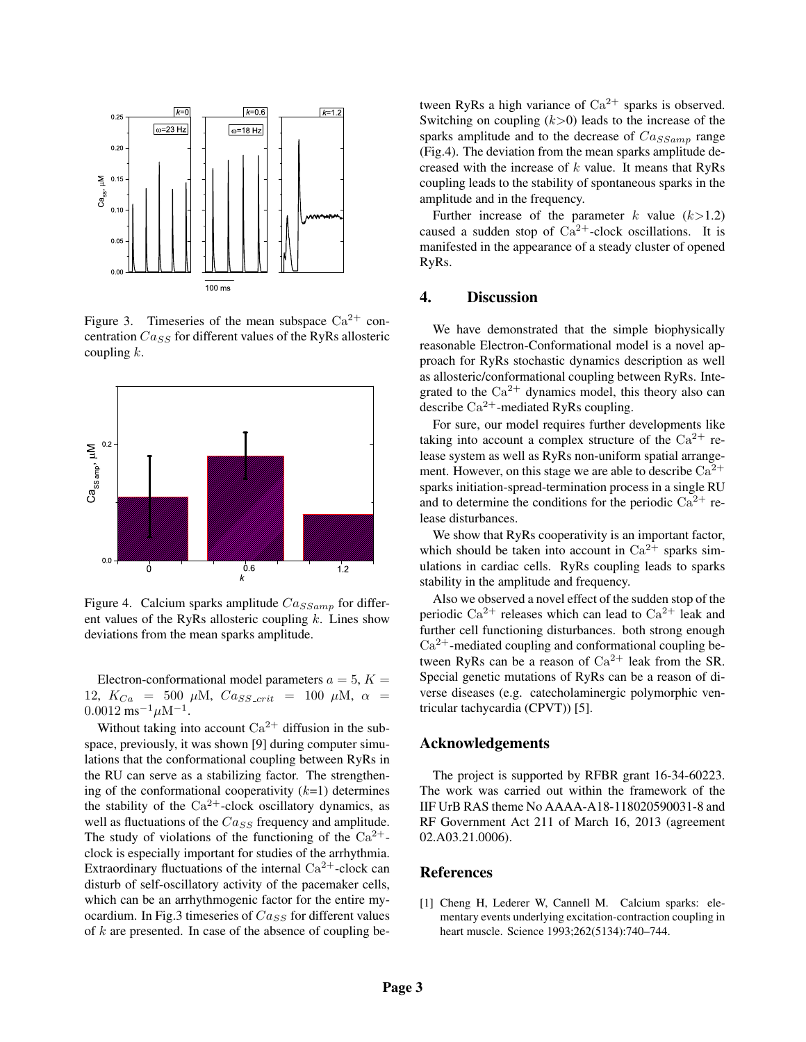Figure 3. Timeseries of the mean subspace $Ca^{2+}$ concentration $Ca_{SS}$ for different values of the RyRs allosteric coupling $k$.

Figure 4. Calcium sparks amplitude $Ca_{SSamp}$ for different values of the RyRs allosteric coupling $k$. Lines show deviations from the mean sparks amplitude.

Electron-conformational model parameters $a = 5$, $K = 12$, $K_{Ca} = 500$ $\mu$M, $Ca_{SS\_crit} = 100$ $\mu$M, $\alpha = 0.0012$ $\text{ms}^{-1}\mu\text{M}^{-1}$.

Without taking into account $Ca^{2+}$ diffusion in the subspace, previously, it was shown [9] during computer simulations that the conformational coupling between RyRs in the RU can serve as a stabilizing factor. The strengthening of the conformational cooperativity ($k$=1) determines the stability of the $Ca^{2+}$-clock oscillatory dynamics, as well as fluctuations of the $Ca_{SS}$ frequency and amplitude. The study of violations of the functioning of the $Ca^{2+}$-clock is especially important for studies of the arrhythmia. Extraordinary fluctuations of the internal $Ca^{2+}$-clock can disturb of self-oscillatory activity of the pacemaker cells, which can be an arrhythmogenic factor for the entire myocardium. In Fig.3 timeseries of $Ca_{SS}$ for different values of $k$ are presented. In case of the absence of coupling between RyRs a high variance of $Ca^{2+}$ sparks is observed. Switching on coupling ($k$>0) leads to the increase of the sparks amplitude and to the decrease of $Ca_{SSamp}$ range (Fig.4). The deviation from the mean sparks amplitude decreased with the increase of $k$ value. It means that RyRs coupling leads to the stability of spontaneous sparks in the amplitude and in the frequency.

Further increase of the parameter $k$ value ($k$>1.2) caused a sudden stop of $Ca^{2+}$-clock oscillations. It is manifested in the appearance of a steady cluster of opened RyRs.

## 4. Discussion

We have demonstrated that the simple biophysically reasonable Electron-Conformational model is a novel approach for RyRs stochastic dynamics description as well as allosteric/conformational coupling between RyRs. Integrated to the $Ca^{2+}$ dynamics model, this theory also can describe $Ca^{2+}$-mediated RyRs coupling.

For sure, our model requires further developments like taking into account a complex structure of the $Ca^{2+}$ release system as well as RyRs non-uniform spatial arrangement. However, on this stage we are able to describe $Ca^{2+}$ sparks initiation-spread-termination process in a single RU and to determine the conditions for the periodic $Ca^{2+}$ release disturbances.

We show that RyRs cooperativity is an important factor, which should be taken into account in $Ca^{2+}$ sparks simulations in cardiac cells. RyRs coupling leads to sparks stability in the amplitude and frequency.

Also we observed a novel effect of the sudden stop of the periodic $Ca^{2+}$ releases which can lead to $Ca^{2+}$ leak and further cell functioning disturbances. both strong enough $Ca^{2+}$-mediated coupling and conformational coupling between RyRs can be a reason of $Ca^{2+}$ leak from the SR. Special genetic mutations of RyRs can be a reason of diverse diseases (e.g. catecholaminergic polymorphic ventricular tachycardia (CPVT)) [5].

## Acknowledgements

The project is supported by RFBR grant 16-34-60223. The work was carried out within the framework of the IIF UrB RAS theme No AAAA-A18-118020590031-8 and RF Government Act 211 of March 16, 2013 (agreement 02.A03.21.0006).

## References

[1] Cheng H, Lederer W, Cannell M. Calcium sparks: elementary events underlying excitation-contraction coupling in heart muscle. Science 1993;262(5134):740–744.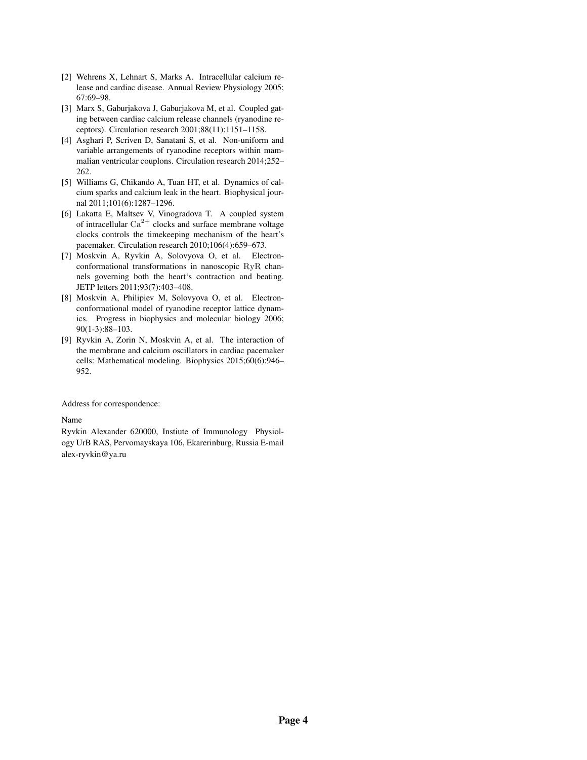[2] Wehrens X, Lehnart S, Marks A. Intracellular calcium release and cardiac disease. Annual Review Physiology 2005; 67:69–98.

[3] Marx S, Gaburjakova J, Gaburjakova M, et al. Coupled gating between cardiac calcium release channels (ryanodine receptors). Circulation research 2001;88(11):1151–1158.

[4] Asghari P, Scriven D, Sanatani S, et al. Non-uniform and variable arrangements of ryanodine receptors within mammalian ventricular couplons. Circulation research 2014;252–262.

[5] Williams G, Chikando A, Tuan HT, et al. Dynamics of calcium sparks and calcium leak in the heart. Biophysical journal 2011;101(6):1287–1296.

[6] Lakatta E, Maltsev V, Vinogradova T. A coupled system of intracellular $\mathrm{Ca}^{2+}$ clocks and surface membrane voltage clocks controls the timekeeping mechanism of the heart's pacemaker. Circulation research 2010;106(4):659–673.

[7] Moskvin A, Ryvkin A, Solovyova O, et al. Electron-conformational transformations in nanoscopic $\mathrm{RyR}$ channels governing both the heart's contraction and beating. JETP letters 2011;93(7):403–408.

[8] Moskvin A, Philipiev M, Solovyova O, et al. Electron-conformational model of ryanodine receptor lattice dynamics. Progress in biophysics and molecular biology 2006; 90(1-3):88–103.

[9] Ryvkin A, Zorin N, Moskvin A, et al. The interaction of the membrane and calcium oscillators in cardiac pacemaker cells: Mathematical modeling. Biophysics 2015;60(6):946–952.

Address for correspondence:

Name

Ryvkin Alexander 620000, Instiute of Immunology Physiology UrB RAS, Pervomayskaya 106, Ekarerinburg, Russia E-mail alex-ryvkin@ya.ru